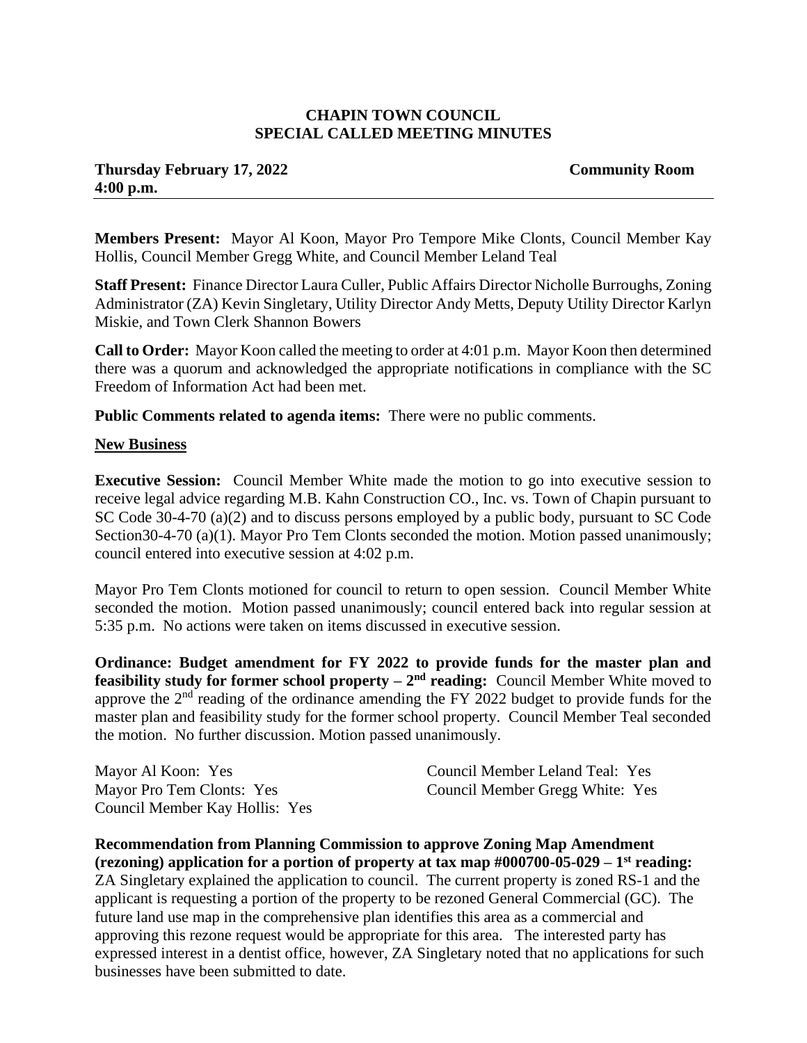# CHAPIN TOWN COUNCIL
## SPECIAL CALLED MEETING MINUTES

**Thursday February 17, 2022** **Community Room**
**4:00 p.m.**

---

**Members Present:** Mayor Al Koon, Mayor Pro Tempore Mike Clonts, Council Member Kay Hollis, Council Member Gregg White, and Council Member Leland Teal

**Staff Present:** Finance Director Laura Culler, Public Affairs Director Nicholle Burroughs, Zoning Administrator (ZA) Kevin Singletary, Utility Director Andy Metts, Deputy Utility Director Karlyn Miskie, and Town Clerk Shannon Bowers

**Call to Order:** Mayor Koon called the meeting to order at 4:01 p.m. Mayor Koon then determined there was a quorum and acknowledged the appropriate notifications in compliance with the SC Freedom of Information Act had been met.

**Public Comments related to agenda items:** There were no public comments.

**New Business**

**Executive Session:** Council Member White made the motion to go into executive session to receive legal advice regarding M.B. Kahn Construction CO., Inc. vs. Town of Chapin pursuant to SC Code 30-4-70 (a)(2) and to discuss persons employed by a public body, pursuant to SC Code Section30-4-70 (a)(1). Mayor Pro Tem Clonts seconded the motion. Motion passed unanimously; council entered into executive session at 4:02 p.m.

Mayor Pro Tem Clonts motioned for council to return to open session. Council Member White seconded the motion. Motion passed unanimously; council entered back into regular session at 5:35 p.m. No actions were taken on items discussed in executive session.

**Ordinance: Budget amendment for FY 2022 to provide funds for the master plan and feasibility study for former school property – 2nd reading:** Council Member White moved to approve the 2nd reading of the ordinance amending the FY 2022 budget to provide funds for the master plan and feasibility study for the former school property. Council Member Teal seconded the motion. No further discussion. Motion passed unanimously.

Mayor Al Koon: Yes
Mayor Pro Tem Clonts: Yes
Council Member Kay Hollis: Yes
Council Member Leland Teal: Yes
Council Member Gregg White: Yes

**Recommendation from Planning Commission to approve Zoning Map Amendment (rezoning) application for a portion of property at tax map #000700-05-029 – 1st reading:** ZA Singletary explained the application to council. The current property is zoned RS-1 and the applicant is requesting a portion of the property to be rezoned General Commercial (GC). The future land use map in the comprehensive plan identifies this area as a commercial and approving this rezone request would be appropriate for this area. The interested party has expressed interest in a dentist office, however, ZA Singletary noted that no applications for such businesses have been submitted to date.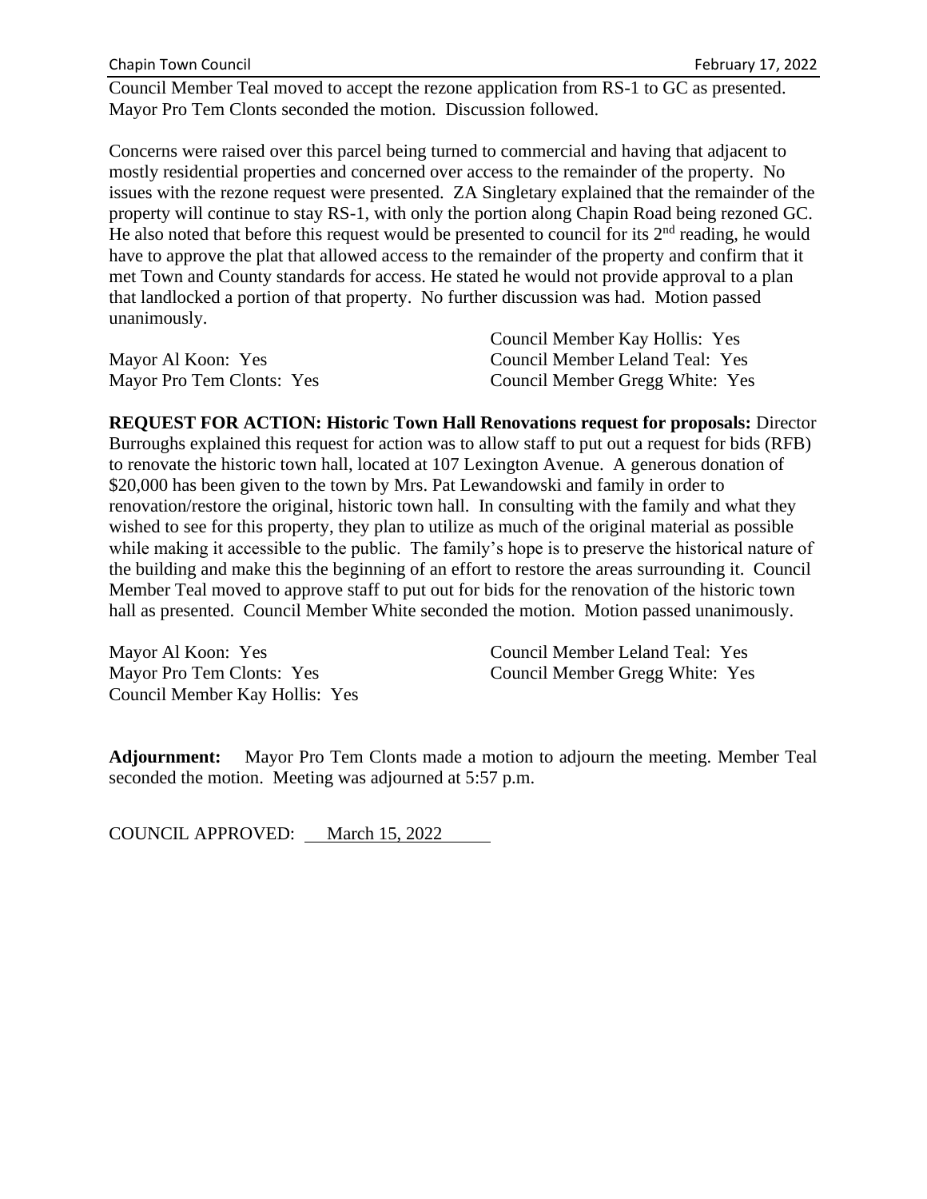Council Member Teal moved to accept the rezone application from RS-1 to GC as presented. Mayor Pro Tem Clonts seconded the motion. Discussion followed.

Concerns were raised over this parcel being turned to commercial and having that adjacent to mostly residential properties and concerned over access to the remainder of the property. No issues with the rezone request were presented. ZA Singletary explained that the remainder of the property will continue to stay RS-1, with only the portion along Chapin Road being rezoned GC. He also noted that before this request would be presented to council for its 2nd reading, he would have to approve the plat that allowed access to the remainder of the property and confirm that it met Town and County standards for access. He stated he would not provide approval to a plan that landlocked a portion of that property. No further discussion was had. Motion passed unanimously.

Council Member Kay Hollis: Yes
Mayor Al Koon: Yes
Council Member Leland Teal: Yes
Mayor Pro Tem Clonts: Yes
Council Member Gregg White: Yes

**REQUEST FOR ACTION: Historic Town Hall Renovations request for proposals:** Director Burroughs explained this request for action was to allow staff to put out a request for bids (RFB) to renovate the historic town hall, located at 107 Lexington Avenue. A generous donation of $20,000 has been given to the town by Mrs. Pat Lewandowski and family in order to renovation/restore the original, historic town hall. In consulting with the family and what they wished to see for this property, they plan to utilize as much of the original material as possible while making it accessible to the public. The family's hope is to preserve the historical nature of the building and make this the beginning of an effort to restore the areas surrounding it. Council Member Teal moved to approve staff to put out for bids for the renovation of the historic town hall as presented. Council Member White seconded the motion. Motion passed unanimously.

Mayor Al Koon: Yes
Council Member Leland Teal: Yes
Mayor Pro Tem Clonts: Yes
Council Member Gregg White: Yes
Council Member Kay Hollis: Yes

**Adjournment:** Mayor Pro Tem Clonts made a motion to adjourn the meeting. Member Teal seconded the motion. Meeting was adjourned at 5:57 p.m.

COUNCIL APPROVED: March 15, 2022